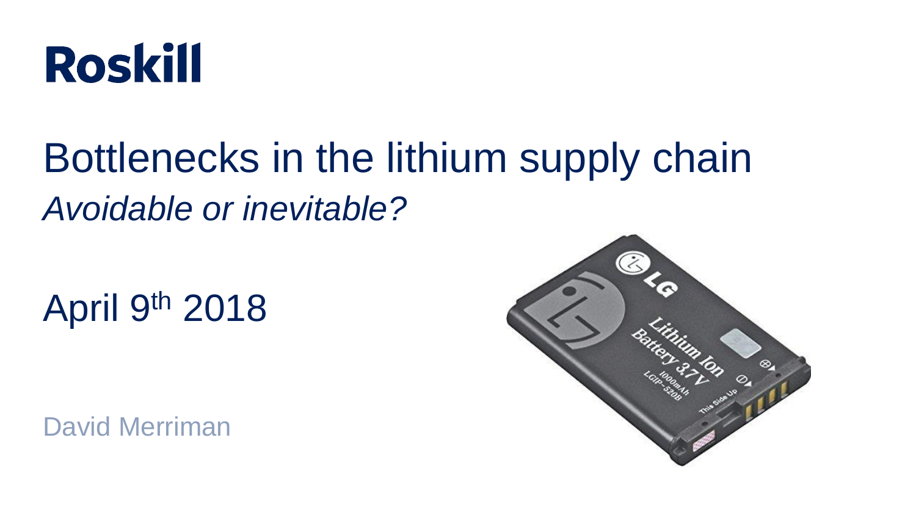Roskill

# Bottlenecks in the lithium supply chain

*Avoidable or inevitable?*

April 9th 2018

David Merriman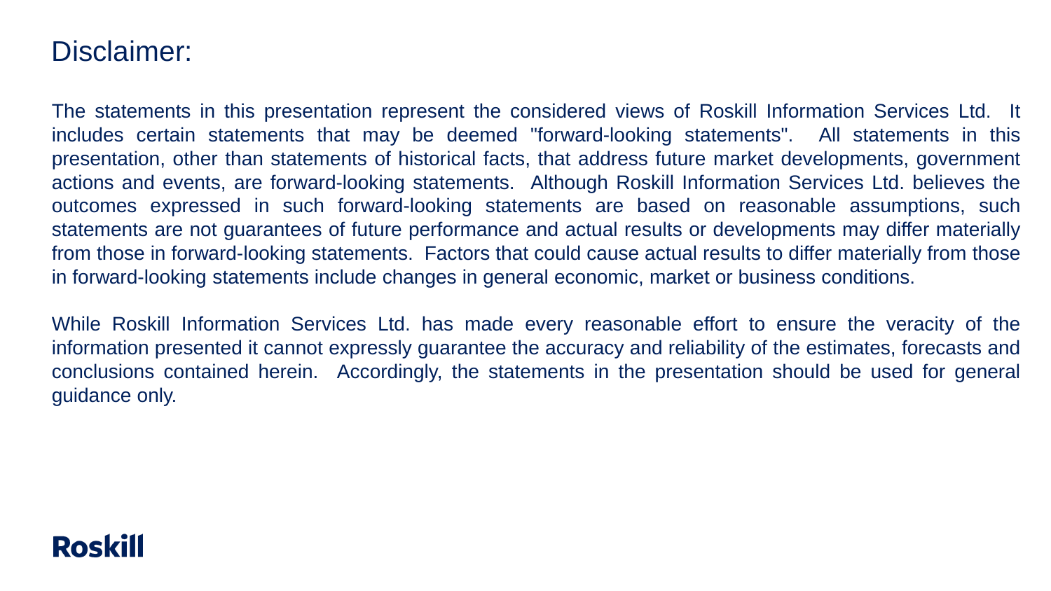# Disclaimer:

The statements in this presentation represent the considered views of Roskill Information Services Ltd. It includes certain statements that may be deemed "forward-looking statements". All statements in this presentation, other than statements of historical facts, that address future market developments, government actions and events, are forward-looking statements. Although Roskill Information Services Ltd. believes the outcomes expressed in such forward-looking statements are based on reasonable assumptions, such statements are not guarantees of future performance and actual results or developments may differ materially from those in forward-looking statements. Factors that could cause actual results to differ materially from those in forward-looking statements include changes in general economic, market or business conditions.

While Roskill Information Services Ltd. has made every reasonable effort to ensure the veracity of the information presented it cannot expressly guarantee the accuracy and reliability of the estimates, forecasts and conclusions contained herein. Accordingly, the statements in the presentation should be used for general guidance only.

**Roskill**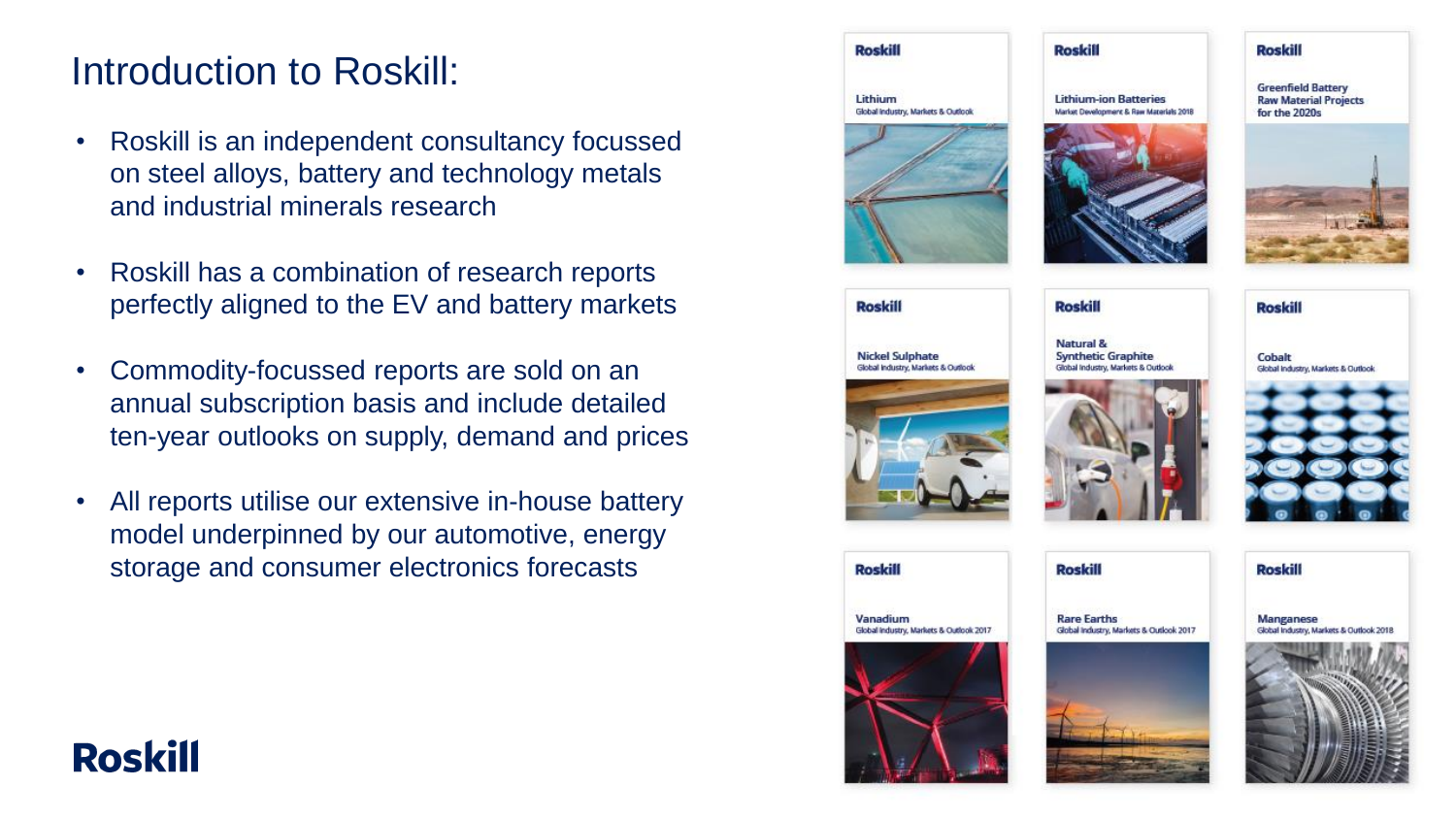# Introduction to Roskill:

- Roskill is an independent consultancy focussed on steel alloys, battery and technology metals and industrial minerals research
- Roskill has a combination of research reports perfectly aligned to the EV and battery markets
- Commodity-focussed reports are sold on an annual subscription basis and include detailed ten-year outlooks on supply, demand and prices
- All reports utilise our extensive in-house battery model underpinned by our automotive, energy storage and consumer electronics forecasts

Roskill

Lithium
Global Industry, Markets & Outlook

Roskill

Lithium-ion Batteries
Market Development & Raw Materials 2018

Roskill

Greenfield Battery Raw Material Projects for the 2020s

Roskill

Nickel Sulphate
Global Industry, Markets & Outlook

Roskill

Natural & Synthetic Graphite
Global Industry, Markets & Outlook

Roskill

Cobalt
Global Industry, Markets & Outlook

Roskill

Vanadium
Global Industry, Markets & Outlook 2017

Roskill

Rare Earths
Global Industry, Markets & Outlook 2017

Roskill

Manganese
Global Industry, Markets & Outlook 2018

Roskill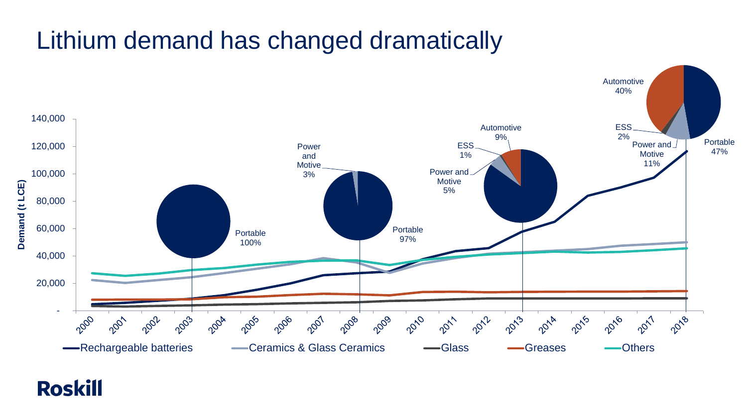# Lithium demand has changed dramatically

Demand (t LCE)

140,000
120,000
100,000
80,000
60,000
40,000
20,000
-

2000 2001 2002 2003 2004 2005 2006 2007 2008 2009 2010 2011 2012 2013 2014 2015 2016 2017 2018

Portable 100%

Power and Motive 3%
Portable 97%

Automotive 9%
ESS 1%
Power and Motive 5%

Automotive 40%
ESS 2%
Power and Motive 11%
Portable 47%

Rechargeable batteries | Ceramics & Glass Ceramics | Glass | Greases | Others

**Roskill**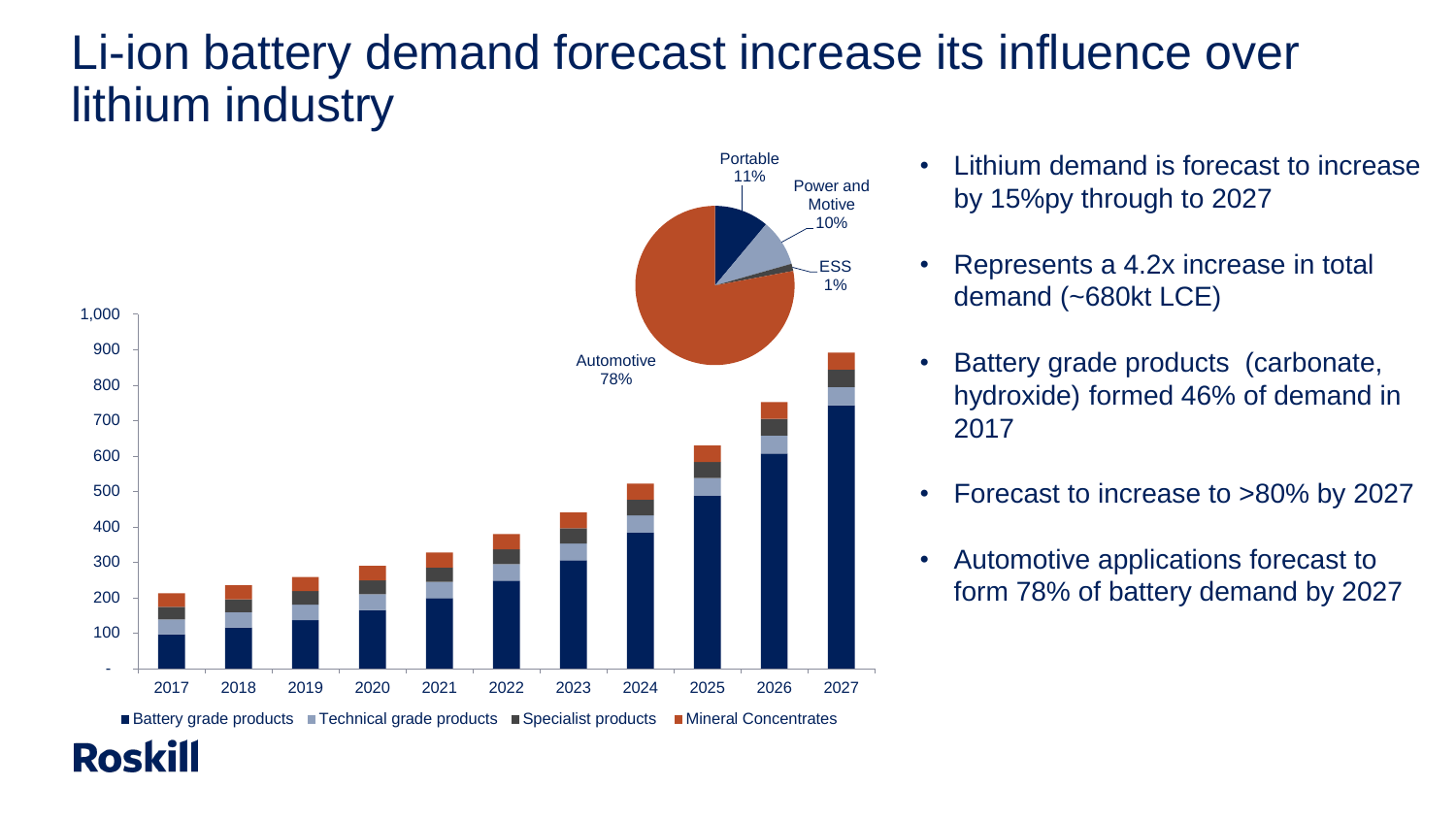# Li-ion battery demand forecast increase its influence over lithium industry

Portable
11%

Power and Motive
10%

ESS
1%

Automotive
78%

1,000
900
800
700
600
500
400
300
200
100
-

2017 2018 2019 2020 2021 2022 2023 2024 2025 2026 2027

Battery grade products
Technical grade products
Specialist products
Mineral Concentrates

- Lithium demand is forecast to increase by 15%py through to 2027
- Represents a 4.2x increase in total demand (~680kt LCE)
- Battery grade products (carbonate, hydroxide) formed 46% of demand in 2017
- Forecast to increase to >80% by 2027
- Automotive applications forecast to form 78% of battery demand by 2027

Roskill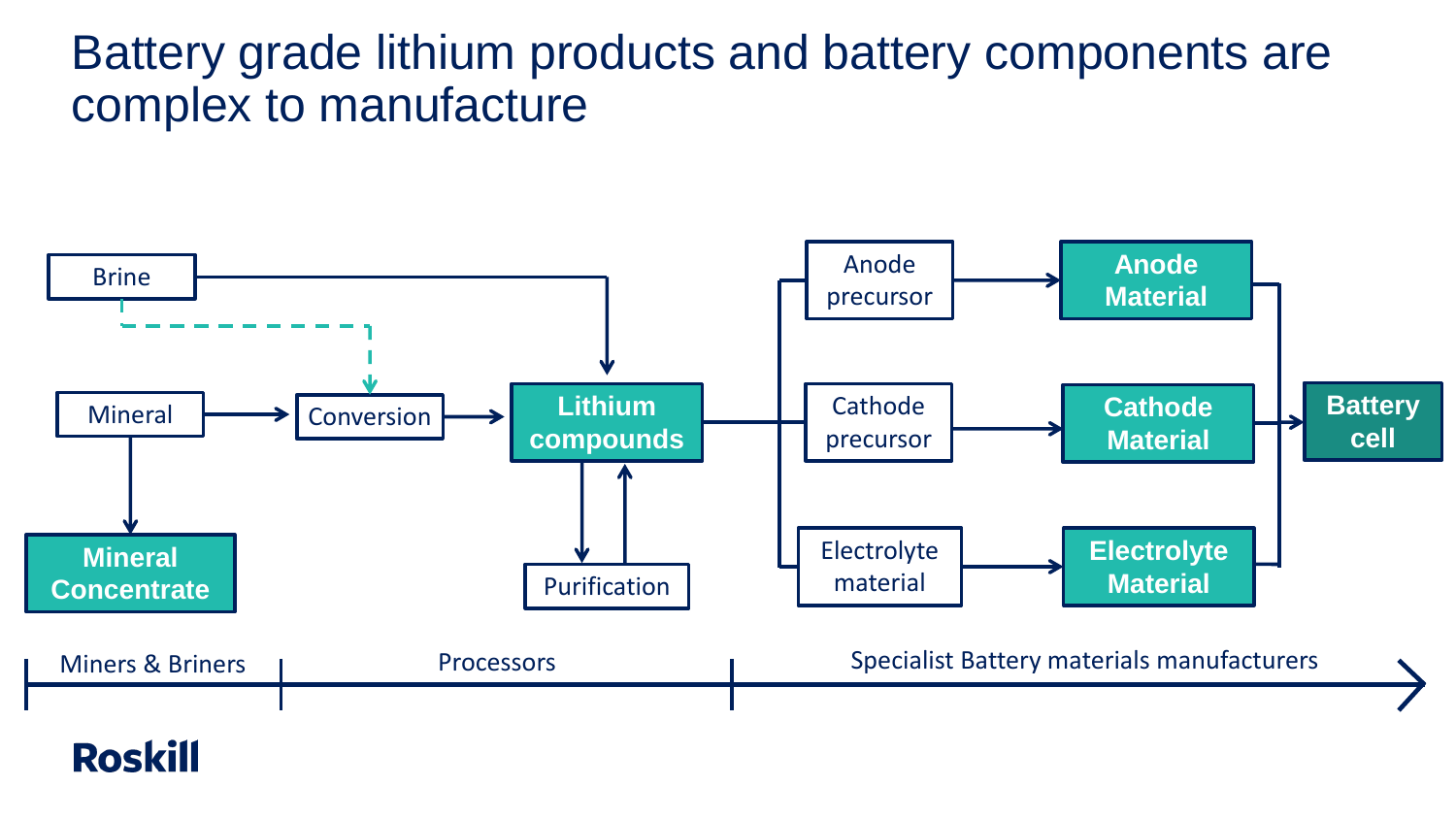# Battery grade lithium products and battery components are complex to manufacture

Brine

Mineral

Conversion

Lithium compounds

Purification

Mineral Concentrate

Anode precursor

Cathode precursor

Electrolyte material

Anode Material

Cathode Material

Electrolyte Material

Battery cell

Miners & Briners

Processors

Specialist Battery materials manufacturers

Roskill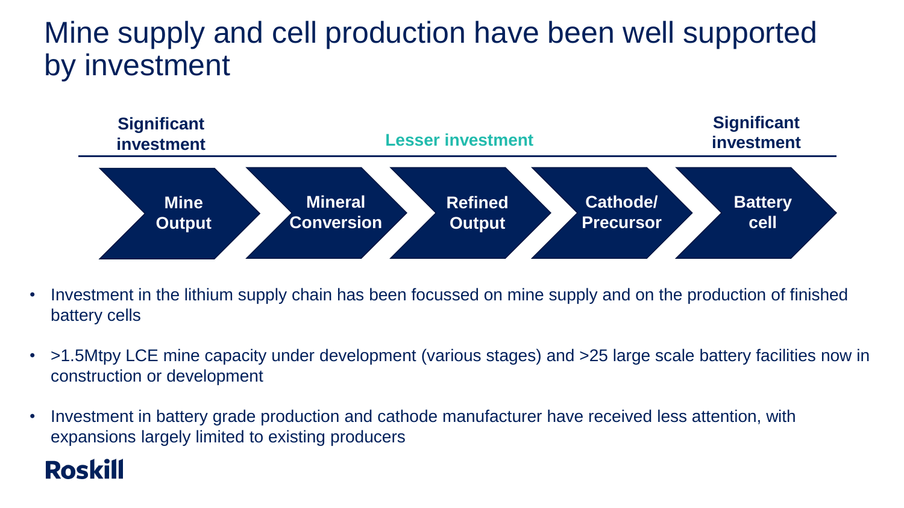# Mine supply and cell production have been well supported by investment

| Significant investment | Lesser investment | | | Significant investment |
| --- | --- | --- | --- | --- |
| Mine Output | Mineral Conversion | Refined Output | Cathode/ Precursor | Battery cell |

- Investment in the lithium supply chain has been focussed on mine supply and on the production of finished battery cells
- >1.5Mtpy LCE mine capacity under development (various stages) and >25 large scale battery facilities now in construction or development
- Investment in battery grade production and cathode manufacturer have received less attention, with expansions largely limited to existing producers

Roskill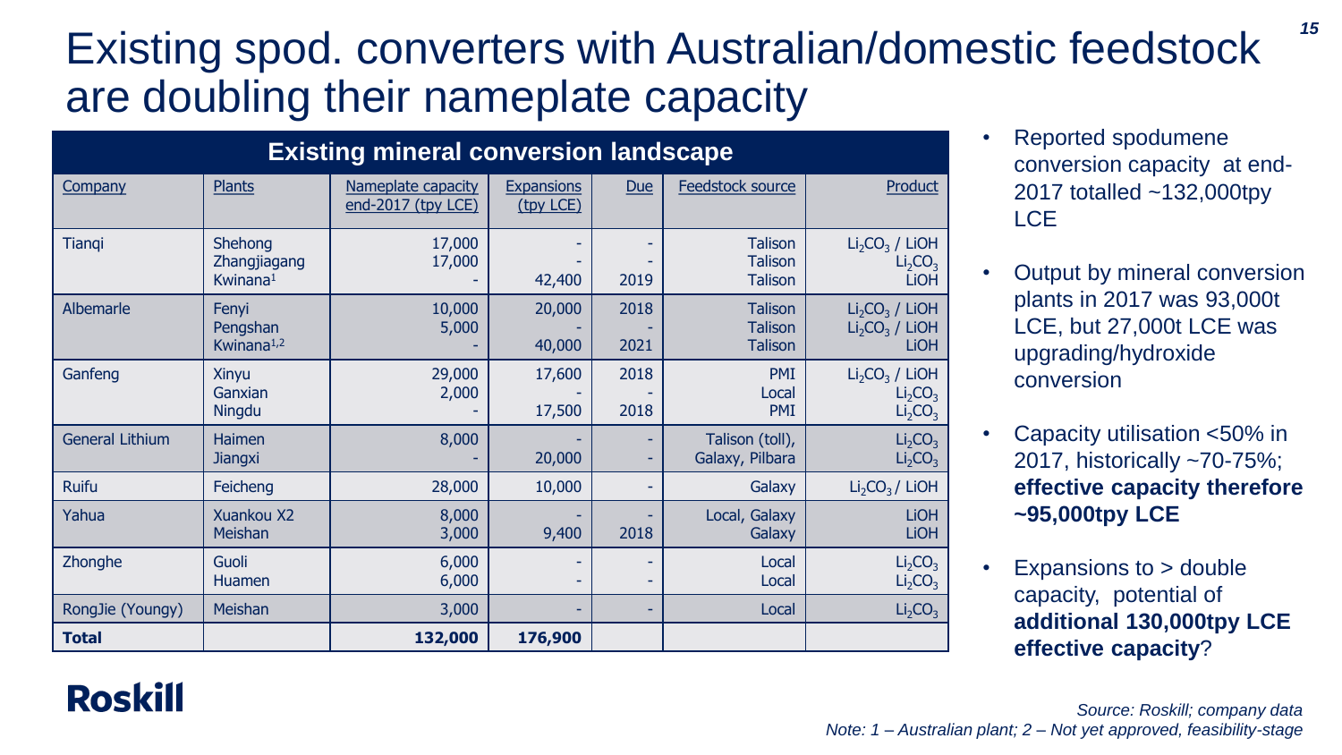# Existing spod. converters with Australian/domestic feedstock are doubling their nameplate capacity

**Existing mineral conversion landscape**

| Company | Plants | Nameplate capacity end-2017 (tpy LCE) | Expansions (tpy LCE) | Due | Feedstock source | Product |
|---|---|---|---|---|---|---|
| Tianqi | Shehong<br>Zhangjiagang<br>Kwinana[1] | 17,000<br>17,000<br>- | -<br>-<br>42,400 | -<br>-<br>2019 | Talison<br>Talison<br>Talison | $Li_2CO_3$ / LiOH<br>$Li_2CO_3$<br>LiOH |
| Albemarle | Fenyi<br>Pengshan<br>Kwinana[1,2] | 10,000<br>5,000<br>- | 20,000<br>-<br>40,000 | 2018<br>-<br>2021 | Talison<br>Talison<br>Talison | $Li_2CO_3$ / LiOH<br>$Li_2CO_3$ / LiOH<br>LiOH |
| Ganfeng | Xinyu<br>Ganxian<br>Ningdu | 29,000<br>2,000<br>- | 17,600<br>-<br>17,500 | 2018<br>-<br>2018 | PMI<br>Local<br>PMI | $Li_2CO_3$ / LiOH<br>$Li_2CO_3$<br>$Li_2CO_3$ |
| General Lithium | Haimen<br>Jiangxi | 8,000<br>- | -<br>20,000 | -<br>- | Talison (toll),<br>Galaxy, Pilbara | $Li_2CO_3$<br>$Li_2CO_3$ |
| Ruifu | Feicheng | 28,000 | 10,000 | - | Galaxy | $Li_2CO_3$ / LiOH |
| Yahua | Xuankou X2<br>Meishan | 8,000<br>3,000 | -<br>9,400 | -<br>2018 | Local, Galaxy<br>Galaxy | LiOH<br>LiOH |
| Zhonghe | Guoli<br>Huamen | 6,000<br>6,000 | -<br>- | -<br>- | Local<br>Local | $Li_2CO_3$<br>$Li_2CO_3$ |
| RongJie (Youngy) | Meishan | 3,000 | - | - | Local | $Li_2CO_3$ |
| **Total** | | **132,000** | **176,900** | | | |

- Reported spodumene conversion capacity at end-2017 totalled ~132,000tpy LCE
- Output by mineral conversion plants in 2017 was 93,000t LCE, but 27,000t LCE was upgrading/hydroxide conversion
- Capacity utilisation <50% in 2017, historically ~70-75%; **effective capacity therefore ~95,000tpy LCE**
- Expansions to > double capacity, potential of **additional 130,000tpy LCE effective capacity**?

*Source: Roskill; company data*

*Note: 1 – Australian plant; 2 – Not yet approved, feasibility-stage*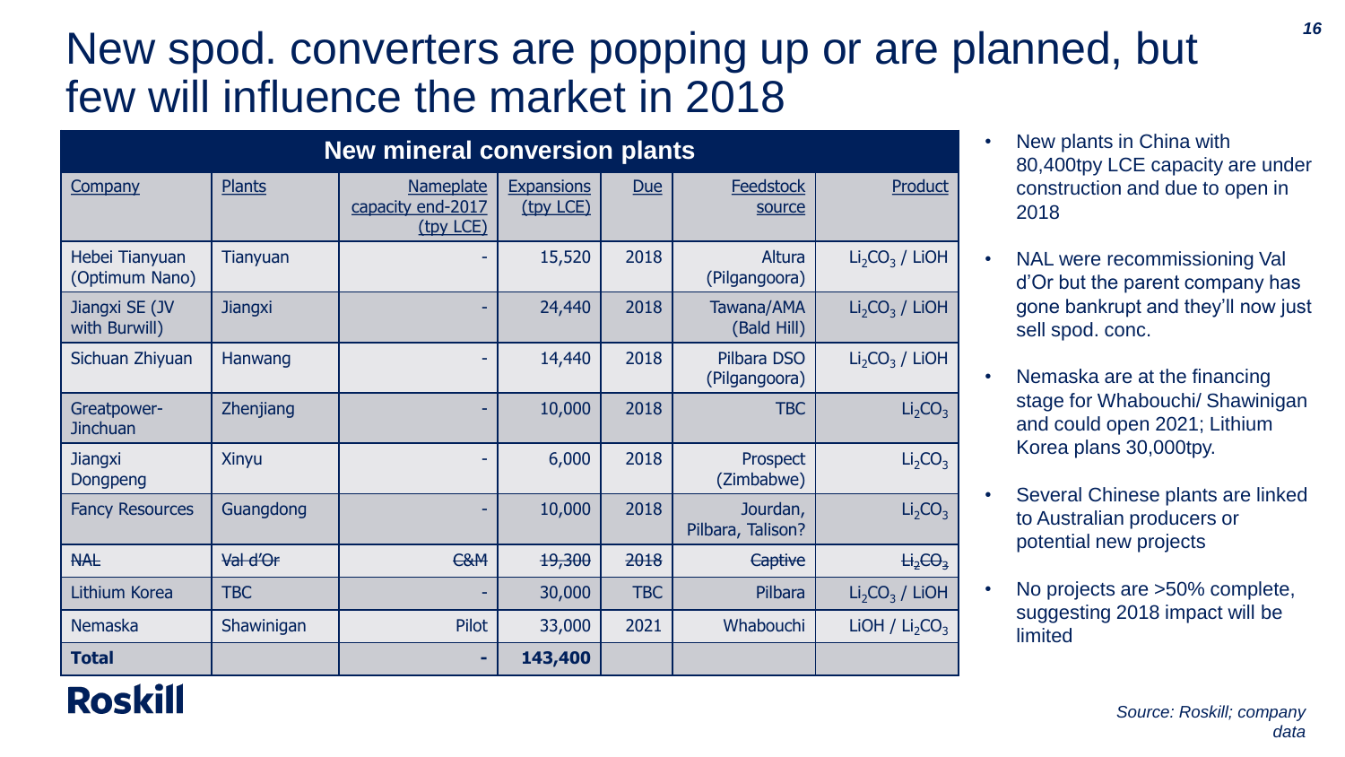# New spod. converters are popping up or are planned, but few will influence the market in 2018

**New mineral conversion plants**

| Company | Plants | Nameplate capacity end-2017 (tpy LCE) | Expansions (tpy LCE) | Due | Feedstock source | Product |
|---|---|---|---|---|---|---|
| Hebei Tianyuan (Optimum Nano) | Tianyuan | - | 15,520 | 2018 | Altura (Pilgangoora) | $Li_2CO_3$ / LiOH |
| Jiangxi SE (JV with Burwill) | Jiangxi | - | 24,440 | 2018 | Tawana/AMA (Bald Hill) | $Li_2CO_3$ / LiOH |
| Sichuan Zhiyuan | Hanwang | - | 14,440 | 2018 | Pilbara DSO (Pilgangoora) | $Li_2CO_3$ / LiOH |
| Greatpower-Jinchuan | Zhenjiang | - | 10,000 | 2018 | TBC | $Li_2CO_3$ |
| Jiangxi Dongpeng | Xinyu | - | 6,000 | 2018 | Prospect (Zimbabwe) | $Li_2CO_3$ |
| Fancy Resources | Guangdong | - | 10,000 | 2018 | Jourdan, Pilbara, Talison? | $Li_2CO_3$ |
| ~~NAL~~ | ~~Val d'Or~~ | ~~C&M~~ | ~~19,300~~ | ~~2018~~ | ~~Captive~~ | ~~$Li_2CO_3$~~ |
| Lithium Korea | TBC | - | 30,000 | TBC | Pilbara | $Li_2CO_3$ / LiOH |
| Nemaska | Shawinigan | Pilot | 33,000 | 2021 | Whabouchi | LiOH / $Li_2CO_3$ |
| **Total** | | - | **143,400** | | | |

- New plants in China with 80,400tpy LCE capacity are under construction and due to open in 2018
- NAL were recommissioning Val d'Or but the parent company has gone bankrupt and they'll now just sell spod. conc.
- Nemaska are at the financing stage for Whabouchi/ Shawinigan and could open 2021; Lithium Korea plans 30,000tpy.
- Several Chinese plants are linked to Australian producers or potential new projects
- No projects are >50% complete, suggesting 2018 impact will be limited

**Roskill**

*Source: Roskill; company data*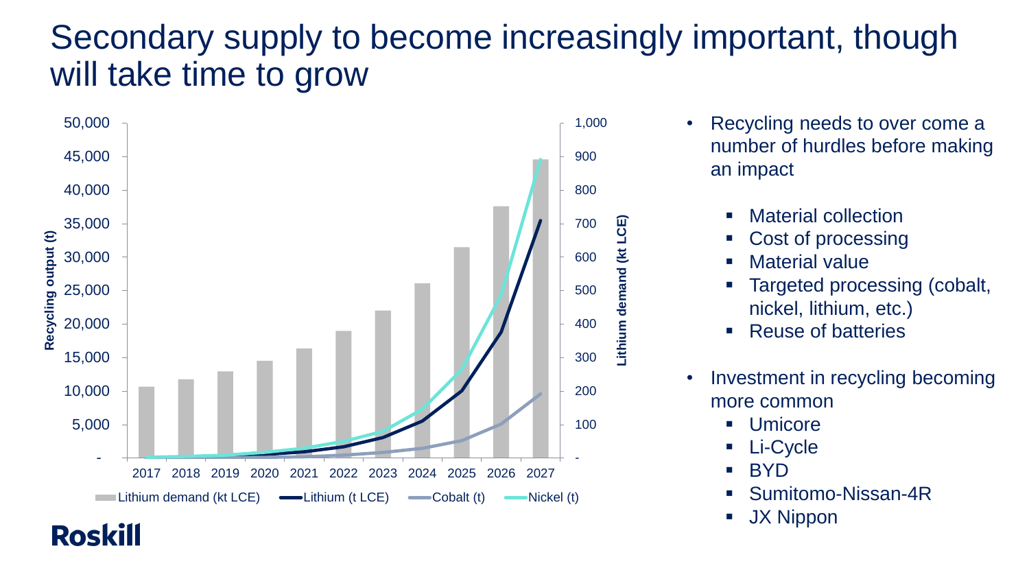# Secondary supply to become increasingly important, though will take time to grow

Recycling output (t)

50,000
45,000
40,000
35,000
30,000
25,000
20,000
15,000
10,000
5,000
-

Lithium demand (kt LCE)

1,000
900
800
700
600
500
400
300
200
100
-

2017 2018 2019 2020 2021 2022 2023 2024 2025 2026 2027

Lithium demand (kt LCE) Lithium (t LCE) Cobalt (t) Nickel (t)

- Recycling needs to over come a number of hurdles before making an impact
  - Material collection
  - Cost of processing
  - Material value
  - Targeted processing (cobalt, nickel, lithium, etc.)
  - Reuse of batteries
- Investment in recycling becoming more common
  - Umicore
  - Li-Cycle
  - BYD
  - Sumitomo-Nissan-4R
  - JX Nippon

Roskill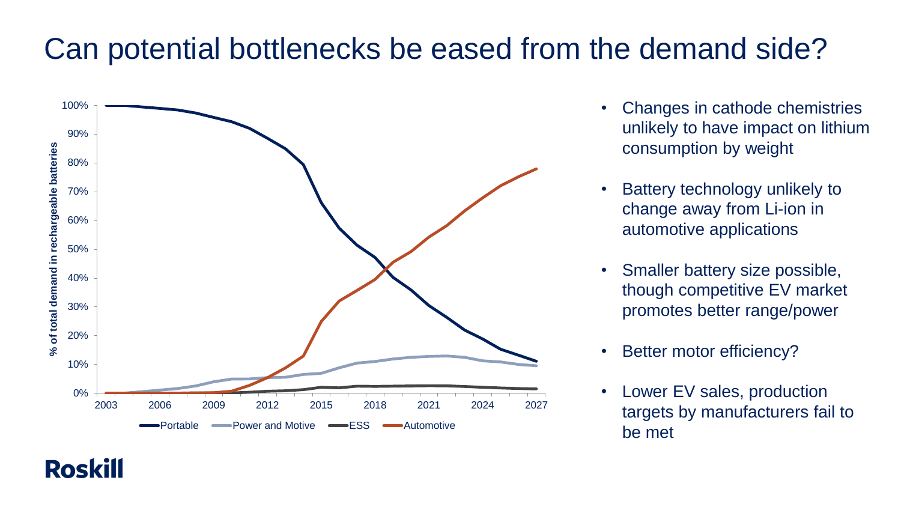# Can potential bottlenecks be eased from the demand side?

% of total demand in rechargeable batteries

100%
90%
80%
70%
60%
50%
40%
30%
20%
10%
0%

2003 2006 2009 2012 2015 2018 2021 2024 2027

Portable
Power and Motive
ESS
Automotive

- Changes in cathode chemistries unlikely to have impact on lithium consumption by weight
- Battery technology unlikely to change away from Li-ion in automotive applications
- Smaller battery size possible, though competitive EV market promotes better range/power
- Better motor efficiency?
- Lower EV sales, production targets by manufacturers fail to be met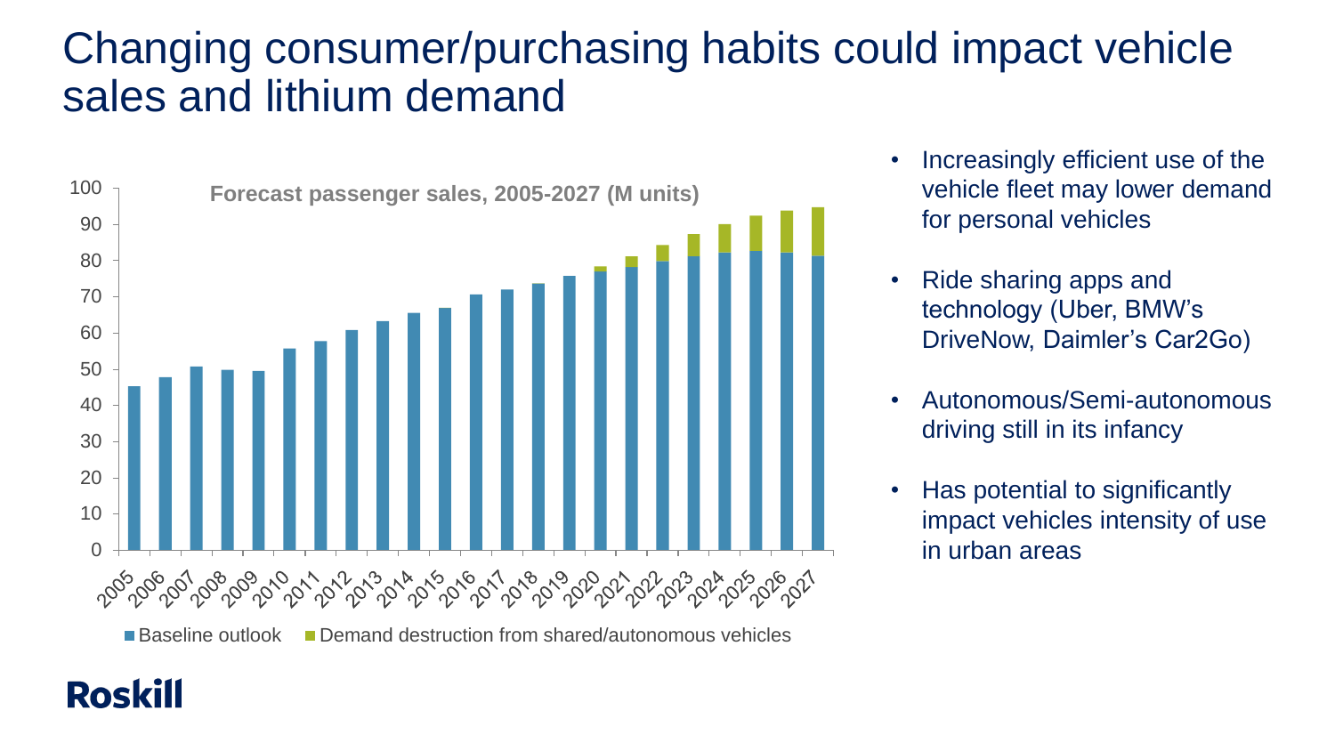# Changing consumer/purchasing habits could impact vehicle sales and lithium demand

Forecast passenger sales, 2005-2027 (M units)

100
90
80
70
60
50
40
30
20
10
0

2005 2006 2007 2008 2009 2010 2011 2012 2013 2014 2015 2016 2017 2018 2019 2020 2021 2022 2023 2024 2025 2026 2027

Baseline outlook
Demand destruction from shared/autonomous vehicles

- Increasingly efficient use of the vehicle fleet may lower demand for personal vehicles
- Ride sharing apps and technology (Uber, BMW's DriveNow, Daimler's Car2Go)
- Autonomous/Semi-autonomous driving still in its infancy
- Has potential to significantly impact vehicles intensity of use in urban areas

Roskill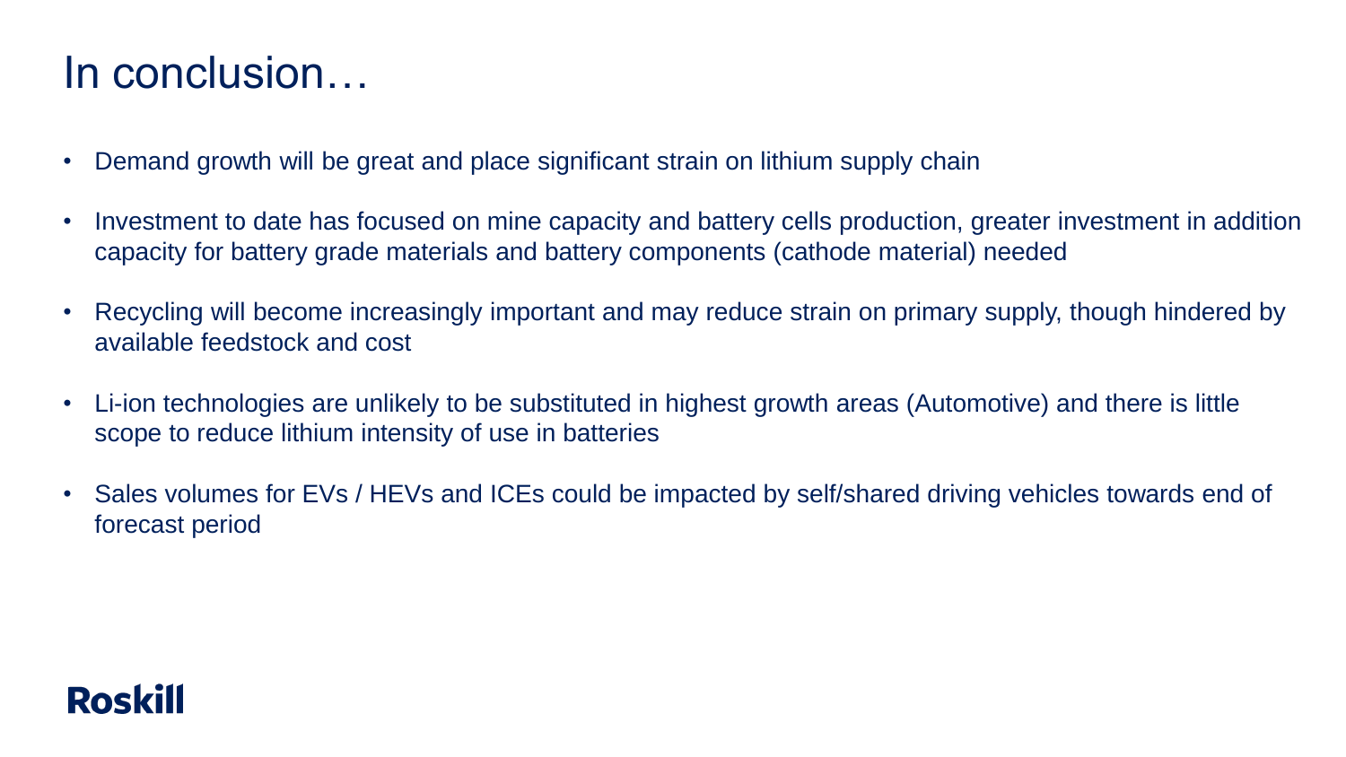# In conclusion…

- Demand growth will be great and place significant strain on lithium supply chain
- Investment to date has focused on mine capacity and battery cells production, greater investment in addition capacity for battery grade materials and battery components (cathode material) needed
- Recycling will become increasingly important and may reduce strain on primary supply, though hindered by available feedstock and cost
- Li-ion technologies are unlikely to be substituted in highest growth areas (Automotive) and there is little scope to reduce lithium intensity of use in batteries
- Sales volumes for EVs / HEVs and ICEs could be impacted by self/shared driving vehicles towards end of forecast period

Roskill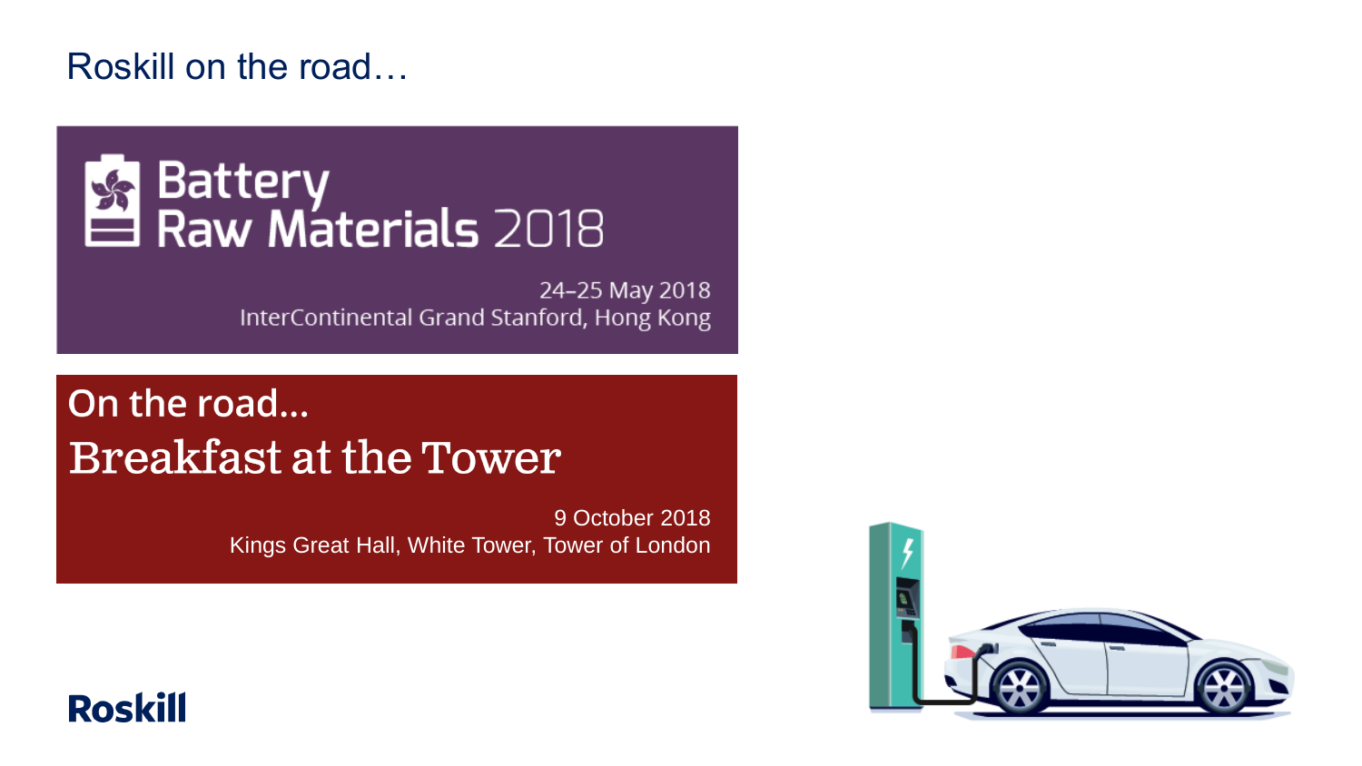# Roskill on the road…

## Battery Raw Materials 2018

24–25 May 2018
InterContinental Grand Stanford, Hong Kong

## On the road…
## Breakfast at the Tower

9 October 2018
Kings Great Hall, White Tower, Tower of London

**Roskill**